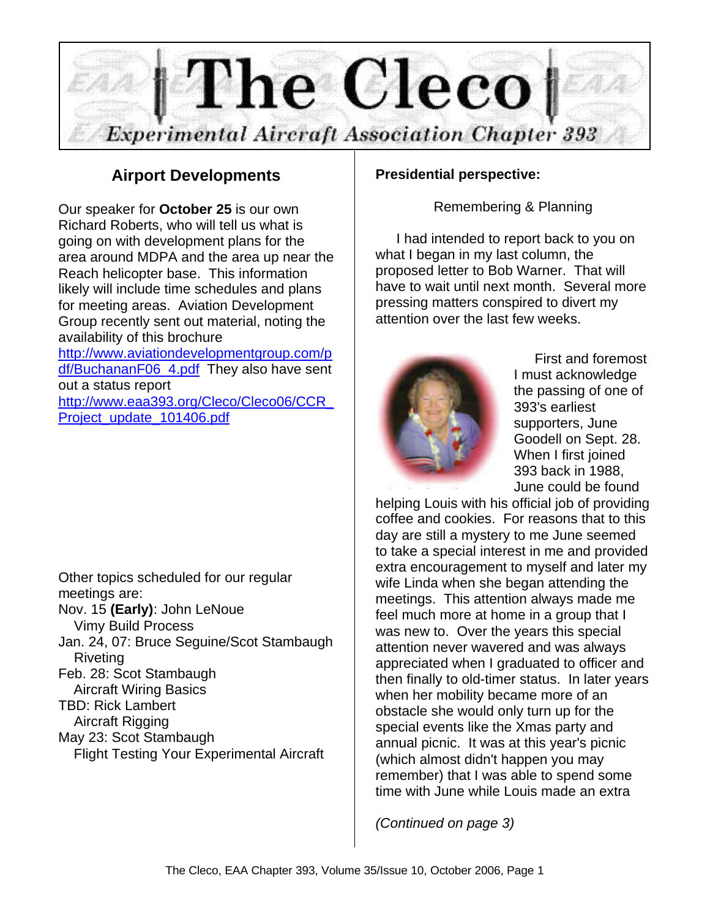# The Cleco

*Experimental Aircraft Association Chapter 393*

## Airport Developments

Our speaker for **October 25** is our own Richard Roberts, who will tell us what is going on with development plans for the area around MDPA and the area up near the Reach helicopter base. This information likely will include time schedules and plans for meeting areas. Aviation Development Group recently sent out material, noting the availability of this brochure http://www.aviationdevelopmentgroup.com/pdf/BuchananF06_4.pdf They also have sent out a status report http://www.eaa393.org/Cleco/Cleco06/CCR_Project_update_101406.pdf

Other topics scheduled for our regular meetings are:

Nov. 15 **(Early)**: John LeNoue
  Vimy Build Process
Jan. 24, 07: Bruce Seguine/Scot Stambaugh
  Riveting
Feb. 28: Scot Stambaugh
  Aircraft Wiring Basics
TBD: Rick Lambert
  Aircraft Rigging
May 23: Scot Stambaugh
  Flight Testing Your Experimental Aircraft

**Presidential perspective:**

Remembering & Planning

I had intended to report back to you on what I began in my last column, the proposed letter to Bob Warner. That will have to wait until next month. Several more pressing matters conspired to divert my attention over the last few weeks.

First and foremost I must acknowledge the passing of one of 393's earliest supporters, June Goodell on Sept. 28. When I first joined 393 back in 1988, June could be found helping Louis with his official job of providing coffee and cookies. For reasons that to this day are still a mystery to me June seemed to take a special interest in me and provided extra encouragement to myself and later my wife Linda when she began attending the meetings. This attention always made me feel much more at home in a group that I was new to. Over the years this special attention never wavered and was always appreciated when I graduated to officer and then finally to old-timer status. In later years when her mobility became more of an obstacle she would only turn up for the special events like the Xmas party and annual picnic. It was at this year's picnic (which almost didn't happen you may remember) that I was able to spend some time with June while Louis made an extra

*(Continued on page 3)*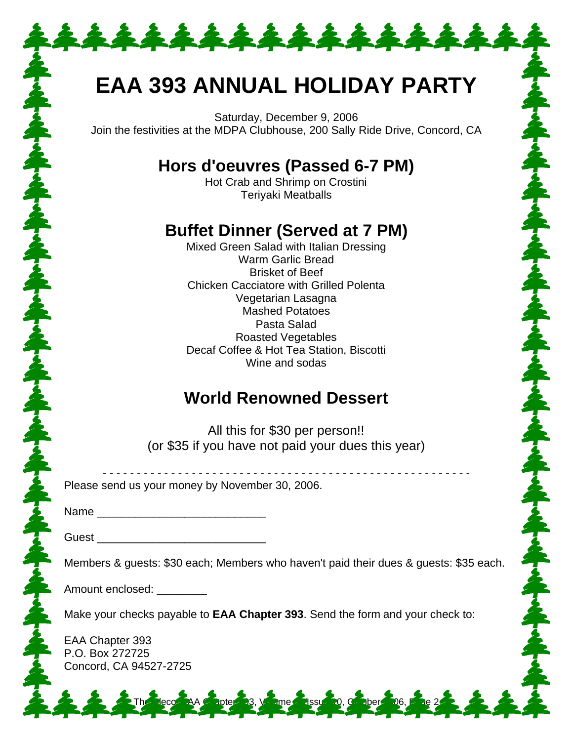# EAA 393 ANNUAL HOLIDAY PARTY

Saturday, December 9, 2006

Join the festivities at the MDPA Clubhouse, 200 Sally Ride Drive, Concord, CA

## Hors d'oeuvres (Passed 6-7 PM)

Hot Crab and Shrimp on Crostini

Teriyaki Meatballs

## Buffet Dinner (Served at 7 PM)

Mixed Green Salad with Italian Dressing

Warm Garlic Bread

Brisket of Beef

Chicken Cacciatore with Grilled Polenta

Vegetarian Lasagna

Mashed Potatoes

Pasta Salad

Roasted Vegetables

Decaf Coffee & Hot Tea Station, Biscotti

Wine and sodas

## World Renowned Dessert

All this for $30 per person!!

(or $35 if you have not paid your dues this year)

- - - - - - - - - - - - - - - - - - - - - - - - - - - - - - - - - - - - - - - - - - - - - - - - - - - - - - - -

Please send us your money by November 30, 2006.

Name ___________________________

Guest ___________________________

Members & guests: $30 each; Members who haven't paid their dues & guests: $35 each.

Amount enclosed: ________

Make your checks payable to **EAA Chapter 393**. Send the form and your check to:

EAA Chapter 393

P.O. Box 272725

Concord, CA 94527-2725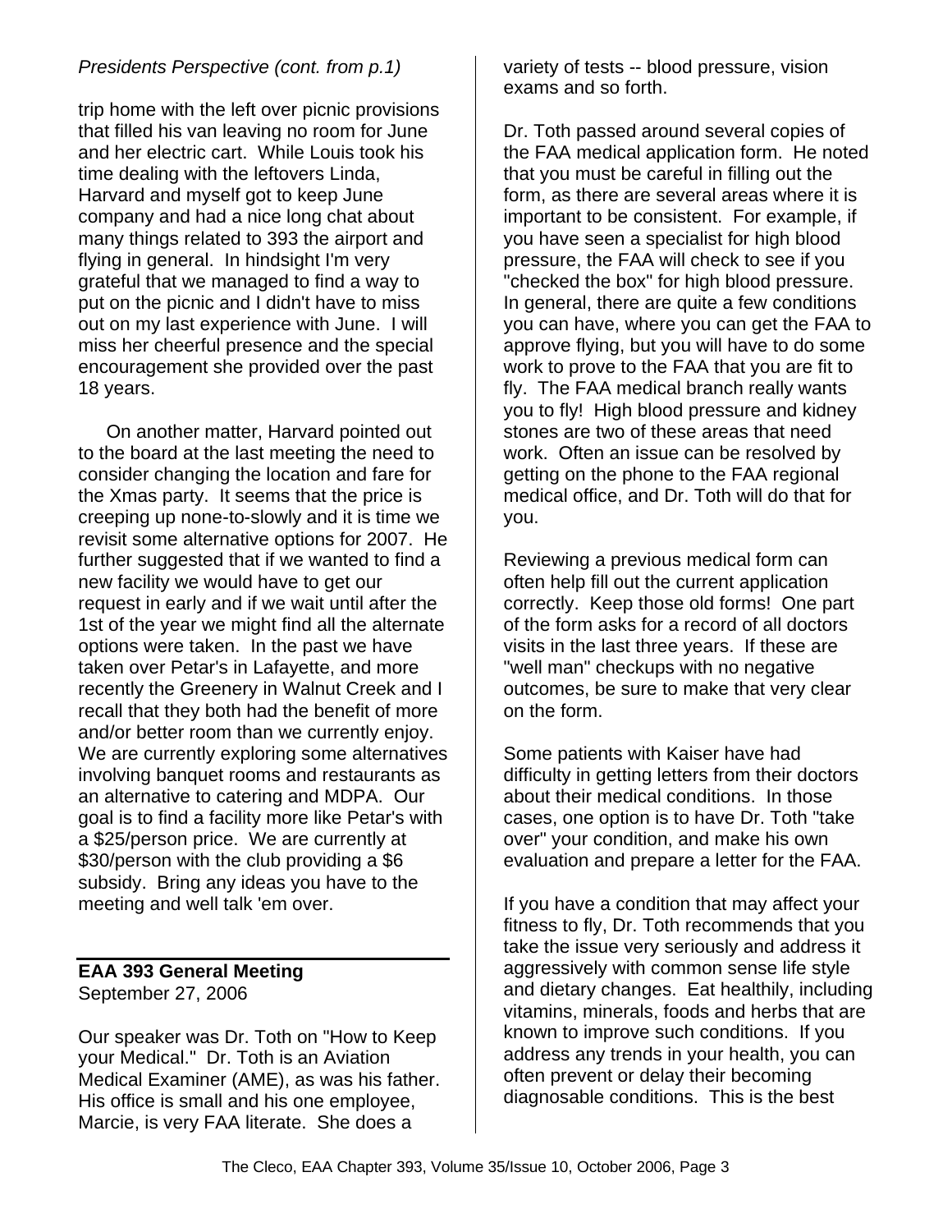*Presidents Perspective (cont. from p.1)*

trip home with the left over picnic provisions that filled his van leaving no room for June and her electric cart. While Louis took his time dealing with the leftovers Linda, Harvard and myself got to keep June company and had a nice long chat about many things related to 393 the airport and flying in general. In hindsight I'm very grateful that we managed to find a way to put on the picnic and I didn't have to miss out on my last experience with June. I will miss her cheerful presence and the special encouragement she provided over the past 18 years.

On another matter, Harvard pointed out to the board at the last meeting the need to consider changing the location and fare for the Xmas party. It seems that the price is creeping up none-to-slowly and it is time we revisit some alternative options for 2007. He further suggested that if we wanted to find a new facility we would have to get our request in early and if we wait until after the 1st of the year we might find all the alternate options were taken. In the past we have taken over Petar's in Lafayette, and more recently the Greenery in Walnut Creek and I recall that they both had the benefit of more and/or better room than we currently enjoy. We are currently exploring some alternatives involving banquet rooms and restaurants as an alternative to catering and MDPA. Our goal is to find a facility more like Petar's with a \$25/person price. We are currently at \$30/person with the club providing a \$6 subsidy. Bring any ideas you have to the meeting and well talk 'em over.

## EAA 393 General Meeting

September 27, 2006

Our speaker was Dr. Toth on "How to Keep your Medical." Dr. Toth is an Aviation Medical Examiner (AME), as was his father. His office is small and his one employee, Marcie, is very FAA literate. She does a variety of tests -- blood pressure, vision exams and so forth.

Dr. Toth passed around several copies of the FAA medical application form. He noted that you must be careful in filling out the form, as there are several areas where it is important to be consistent. For example, if you have seen a specialist for high blood pressure, the FAA will check to see if you "checked the box" for high blood pressure. In general, there are quite a few conditions you can have, where you can get the FAA to approve flying, but you will have to do some work to prove to the FAA that you are fit to fly. The FAA medical branch really wants you to fly! High blood pressure and kidney stones are two of these areas that need work. Often an issue can be resolved by getting on the phone to the FAA regional medical office, and Dr. Toth will do that for you.

Reviewing a previous medical form can often help fill out the current application correctly. Keep those old forms! One part of the form asks for a record of all doctors visits in the last three years. If these are "well man" checkups with no negative outcomes, be sure to make that very clear on the form.

Some patients with Kaiser have had difficulty in getting letters from their doctors about their medical conditions. In those cases, one option is to have Dr. Toth "take over" your condition, and make his own evaluation and prepare a letter for the FAA.

If you have a condition that may affect your fitness to fly, Dr. Toth recommends that you take the issue very seriously and address it aggressively with common sense life style and dietary changes. Eat healthily, including vitamins, minerals, foods and herbs that are known to improve such conditions. If you address any trends in your health, you can often prevent or delay their becoming diagnosable conditions. This is the best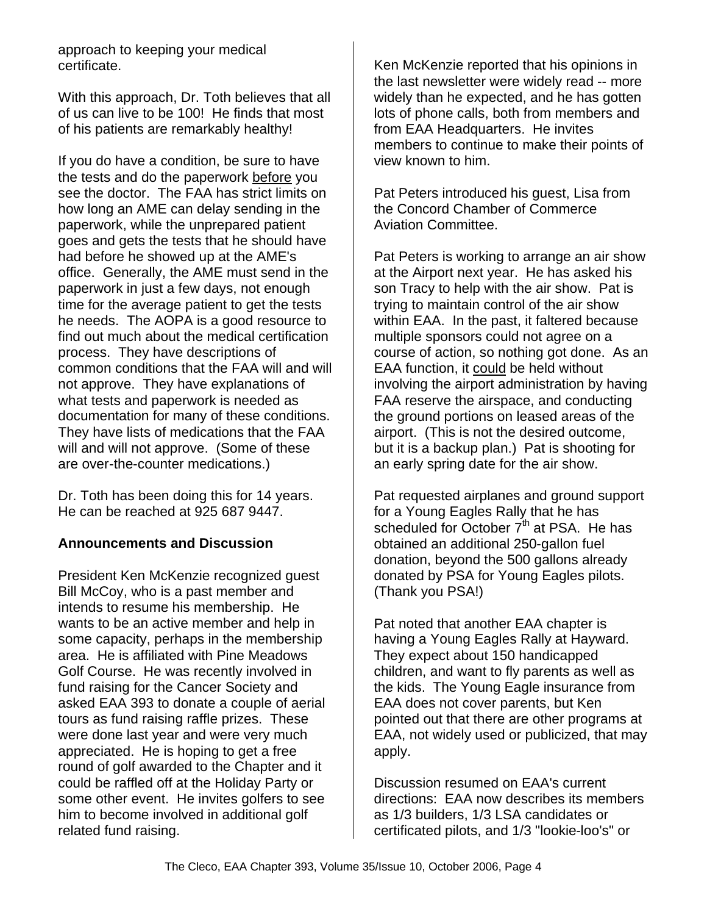approach to keeping your medical certificate.

With this approach, Dr. Toth believes that all of us can live to be 100! He finds that most of his patients are remarkably healthy!

If you do have a condition, be sure to have the tests and do the paperwork before you see the doctor. The FAA has strict limits on how long an AME can delay sending in the paperwork, while the unprepared patient goes and gets the tests that he should have had before he showed up at the AME's office. Generally, the AME must send in the paperwork in just a few days, not enough time for the average patient to get the tests he needs. The AOPA is a good resource to find out much about the medical certification process. They have descriptions of common conditions that the FAA will and will not approve. They have explanations of what tests and paperwork is needed as documentation for many of these conditions. They have lists of medications that the FAA will and will not approve. (Some of these are over-the-counter medications.)

Dr. Toth has been doing this for 14 years. He can be reached at 925 687 9447.

## Announcements and Discussion

President Ken McKenzie recognized guest Bill McCoy, who is a past member and intends to resume his membership. He wants to be an active member and help in some capacity, perhaps in the membership area. He is affiliated with Pine Meadows Golf Course. He was recently involved in fund raising for the Cancer Society and asked EAA 393 to donate a couple of aerial tours as fund raising raffle prizes. These were done last year and were very much appreciated. He is hoping to get a free round of golf awarded to the Chapter and it could be raffled off at the Holiday Party or some other event. He invites golfers to see him to become involved in additional golf related fund raising.

Ken McKenzie reported that his opinions in the last newsletter were widely read -- more widely than he expected, and he has gotten lots of phone calls, both from members and from EAA Headquarters. He invites members to continue to make their points of view known to him.

Pat Peters introduced his guest, Lisa from the Concord Chamber of Commerce Aviation Committee.

Pat Peters is working to arrange an air show at the Airport next year. He has asked his son Tracy to help with the air show. Pat is trying to maintain control of the air show within EAA. In the past, it faltered because multiple sponsors could not agree on a course of action, so nothing got done. As an EAA function, it could be held without involving the airport administration by having FAA reserve the airspace, and conducting the ground portions on leased areas of the airport. (This is not the desired outcome, but it is a backup plan.) Pat is shooting for an early spring date for the air show.

Pat requested airplanes and ground support for a Young Eagles Rally that he has scheduled for October 7th at PSA. He has obtained an additional 250-gallon fuel donation, beyond the 500 gallons already donated by PSA for Young Eagles pilots. (Thank you PSA!)

Pat noted that another EAA chapter is having a Young Eagles Rally at Hayward. They expect about 150 handicapped children, and want to fly parents as well as the kids. The Young Eagle insurance from EAA does not cover parents, but Ken pointed out that there are other programs at EAA, not widely used or publicized, that may apply.

Discussion resumed on EAA's current directions: EAA now describes its members as 1/3 builders, 1/3 LSA candidates or certificated pilots, and 1/3 "lookie-loo's" or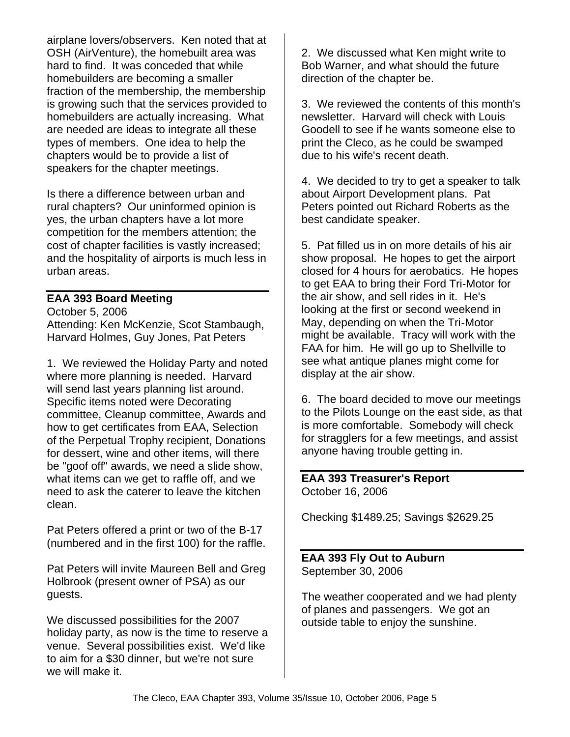airplane lovers/observers. Ken noted that at OSH (AirVenture), the homebuilt area was hard to find. It was conceded that while homebuilders are becoming a smaller fraction of the membership, the membership is growing such that the services provided to homebuilders are actually increasing. What are needed are ideas to integrate all these types of members. One idea to help the chapters would be to provide a list of speakers for the chapter meetings.

Is there a difference between urban and rural chapters? Our uninformed opinion is yes, the urban chapters have a lot more competition for the members attention; the cost of chapter facilities is vastly increased; and the hospitality of airports is much less in urban areas.

## EAA 393 Board Meeting

October 5, 2006
Attending: Ken McKenzie, Scot Stambaugh, Harvard Holmes, Guy Jones, Pat Peters

1. We reviewed the Holiday Party and noted where more planning is needed. Harvard will send last years planning list around. Specific items noted were Decorating committee, Cleanup committee, Awards and how to get certificates from EAA, Selection of the Perpetual Trophy recipient, Donations for dessert, wine and other items, will there be "goof off" awards, we need a slide show, what items can we get to raffle off, and we need to ask the caterer to leave the kitchen clean.

Pat Peters offered a print or two of the B-17 (numbered and in the first 100) for the raffle.

Pat Peters will invite Maureen Bell and Greg Holbrook (present owner of PSA) as our guests.

We discussed possibilities for the 2007 holiday party, as now is the time to reserve a venue. Several possibilities exist. We'd like to aim for a $30 dinner, but we're not sure we will make it.

2. We discussed what Ken might write to Bob Warner, and what should the future direction of the chapter be.

3. We reviewed the contents of this month's newsletter. Harvard will check with Louis Goodell to see if he wants someone else to print the Cleco, as he could be swamped due to his wife's recent death.

4. We decided to try to get a speaker to talk about Airport Development plans. Pat Peters pointed out Richard Roberts as the best candidate speaker.

5. Pat filled us in on more details of his air show proposal. He hopes to get the airport closed for 4 hours for aerobatics. He hopes to get EAA to bring their Ford Tri-Motor for the air show, and sell rides in it. He's looking at the first or second weekend in May, depending on when the Tri-Motor might be available. Tracy will work with the FAA for him. He will go up to Shellville to see what antique planes might come for display at the air show.

6. The board decided to move our meetings to the Pilots Lounge on the east side, as that is more comfortable. Somebody will check for stragglers for a few meetings, and assist anyone having trouble getting in.

## EAA 393 Treasurer's Report

October 16, 2006

Checking $1489.25; Savings $2629.25

## EAA 393 Fly Out to Auburn

September 30, 2006

The weather cooperated and we had plenty of planes and passengers. We got an outside table to enjoy the sunshine.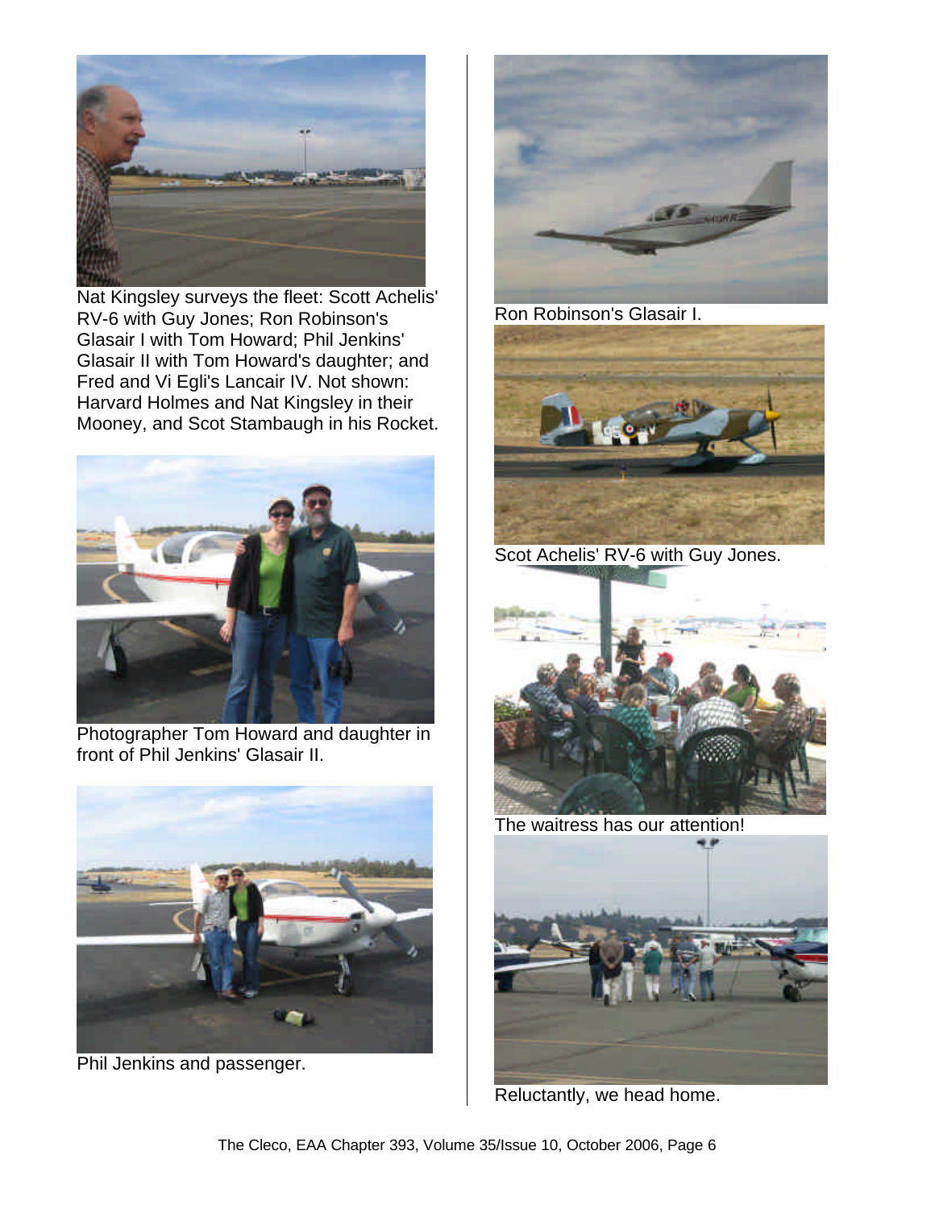Nat Kingsley surveys the fleet: Scott Achelis' RV-6 with Guy Jones; Ron Robinson's Glasair I with Tom Howard; Phil Jenkins' Glasair II with Tom Howard's daughter; and Fred and Vi Egli's Lancair IV. Not shown: Harvard Holmes and Nat Kingsley in their Mooney, and Scot Stambaugh in his Rocket.

Photographer Tom Howard and daughter in front of Phil Jenkins' Glasair II.

Phil Jenkins and passenger.

Ron Robinson's Glasair I.

Scot Achelis' RV-6 with Guy Jones.

The waitress has our attention!

Reluctantly, we head home.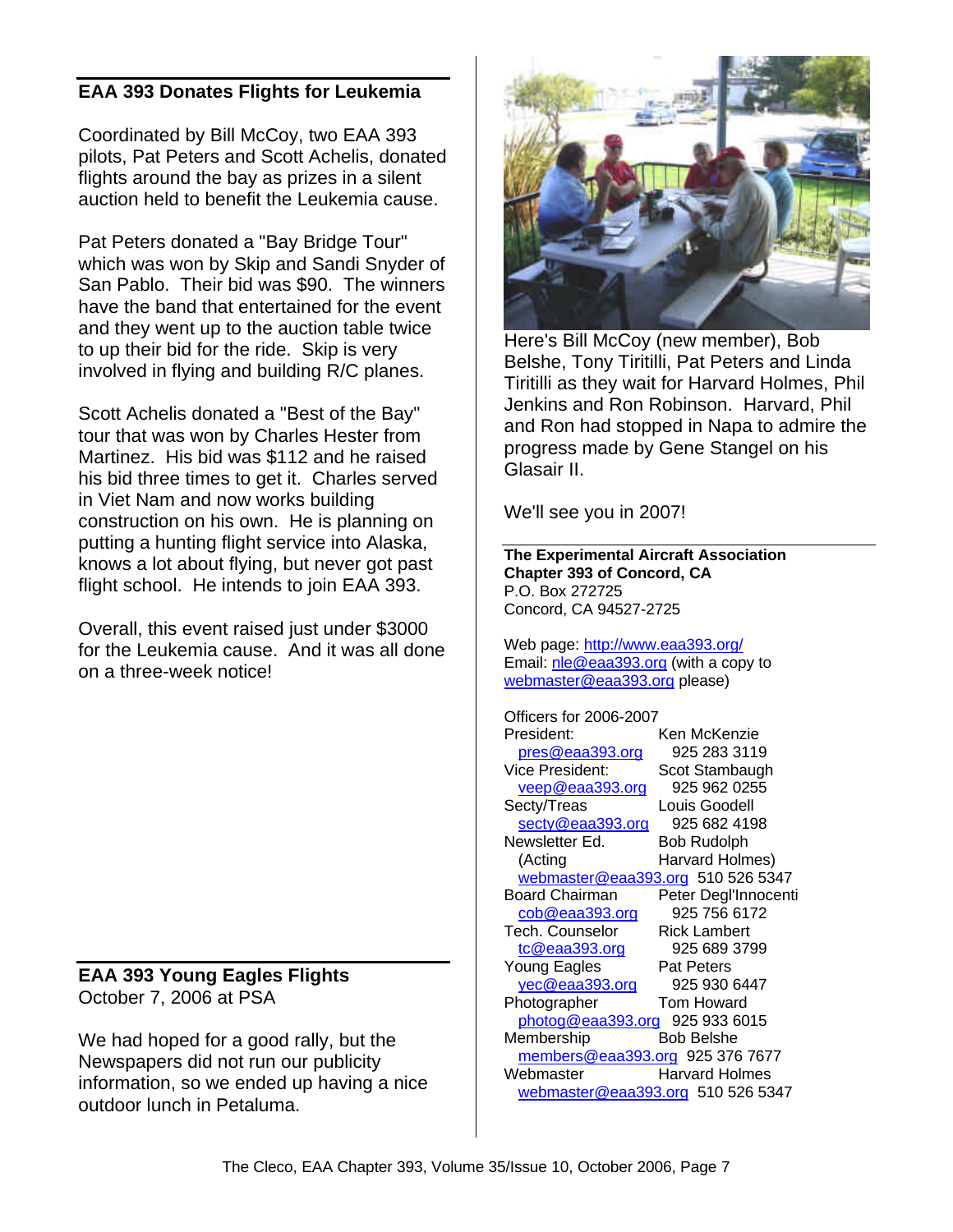## EAA 393 Donates Flights for Leukemia

Coordinated by Bill McCoy, two EAA 393 pilots, Pat Peters and Scott Achelis, donated flights around the bay as prizes in a silent auction held to benefit the Leukemia cause.

Pat Peters donated a "Bay Bridge Tour" which was won by Skip and Sandi Snyder of San Pablo. Their bid was $90. The winners have the band that entertained for the event and they went up to the auction table twice to up their bid for the ride. Skip is very involved in flying and building R/C planes.

Scott Achelis donated a "Best of the Bay" tour that was won by Charles Hester from Martinez. His bid was $112 and he raised his bid three times to get it. Charles served in Viet Nam and now works building construction on his own. He is planning on putting a hunting flight service into Alaska, knows a lot about flying, but never got past flight school. He intends to join EAA 393.

Overall, this event raised just under $3000 for the Leukemia cause. And it was all done on a three-week notice!

## EAA 393 Young Eagles Flights

October 7, 2006 at PSA

We had hoped for a good rally, but the Newspapers did not run our publicity information, so we ended up having a nice outdoor lunch in Petaluma.

Here's Bill McCoy (new member), Bob Belshe, Tony Tiritilli, Pat Peters and Linda Tiritilli as they wait for Harvard Holmes, Phil Jenkins and Ron Robinson. Harvard, Phil and Ron had stopped in Napa to admire the progress made by Gene Stangel on his Glasair II.

We'll see you in 2007!

**The Experimental Aircraft Association**
**Chapter 393 of Concord, CA**
P.O. Box 272725
Concord, CA 94527-2725

Web page: http://www.eaa393.org/
Email: nle@eaa393.org (with a copy to webmaster@eaa393.org please)

Officers for 2006-2007

| Office | Name / Contact |
|---|---|
| President: | Ken McKenzie |
| pres@eaa393.org | 925 283 3119 |
| Vice President: | Scot Stambaugh |
| veep@eaa393.org | 925 962 0255 |
| Secty/Treas | Louis Goodell |
| secty@eaa393.org | 925 682 4198 |
| Newsletter Ed. | Bob Rudolph |
| (Acting | Harvard Holmes) |
| webmaster@eaa393.org | 510 526 5347 |
| Board Chairman | Peter Degl'Innocenti |
| cob@eaa393.org | 925 756 6172 |
| Tech. Counselor | Rick Lambert |
| tc@eaa393.org | 925 689 3799 |
| Young Eagles | Pat Peters |
| yec@eaa393.org | 925 930 6447 |
| Photographer | Tom Howard |
| photog@eaa393.org | 925 933 6015 |
| Membership | Bob Belshe |
| members@eaa393.org | 925 376 7677 |
| Webmaster | Harvard Holmes |
| webmaster@eaa393.org | 510 526 5347 |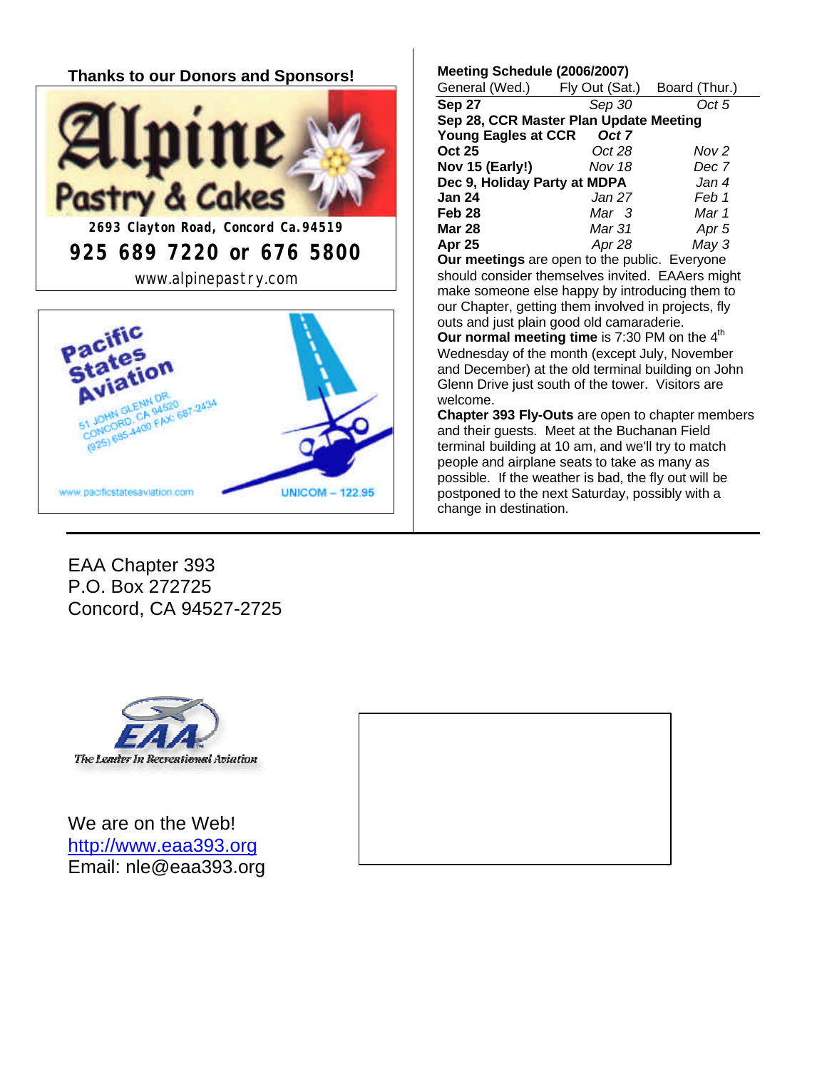**Thanks to our Donors and Sponsors!**

Alpine Pastry & Cakes

2693 Clayton Road, Concord Ca.94519

925 689 7220 or 676 5800

www.alpinepastry.com

Pacific States Aviation

51 JOHN GLENN DR.
CONCORD, CA 94520
(925) 685-4400 FAX: 687-2434

www.pacificstatesaviation.com

UNICOM – 122.95

**Meeting Schedule (2006/2007)**

| General (Wed.) | Fly Out (Sat.) | Board (Thur.) |
|---|---|---|
| **Sep 27** | *Sep 30* | *Oct 5* |
| **Sep 28, CCR Master Plan Update Meeting** | | |
| **Young Eagles at CCR** | ***Oct 7*** | |
| **Oct 25** | *Oct 28* | *Nov 2* |
| **Nov 15 (Early!)** | *Nov 18* | *Dec 7* |
| **Dec 9, Holiday Party at MDPA** | | *Jan 4* |
| **Jan 24** | *Jan 27* | *Feb 1* |
| **Feb 28** | *Mar 3* | *Mar 1* |
| **Mar 28** | *Mar 31* | *Apr 5* |
| **Apr 25** | *Apr 28* | *May 3* |

**Our meetings** are open to the public. Everyone should consider themselves invited. EAAers might make someone else happy by introducing them to our Chapter, getting them involved in projects, fly outs and just plain good old camaraderie.

**Our normal meeting time** is 7:30 PM on the 4th Wednesday of the month (except July, November and December) at the old terminal building on John Glenn Drive just south of the tower. Visitors are welcome.

**Chapter 393 Fly-Outs** are open to chapter members and their guests. Meet at the Buchanan Field terminal building at 10 am, and we'll try to match people and airplane seats to take as many as possible. If the weather is bad, the fly out will be postponed to the next Saturday, possibly with a change in destination.

---

EAA Chapter 393
P.O. Box 272725
Concord, CA 94527-2725

EAA
The Leader In Recreational Aviation

We are on the Web!
http://www.eaa393.org
Email: nle@eaa393.org